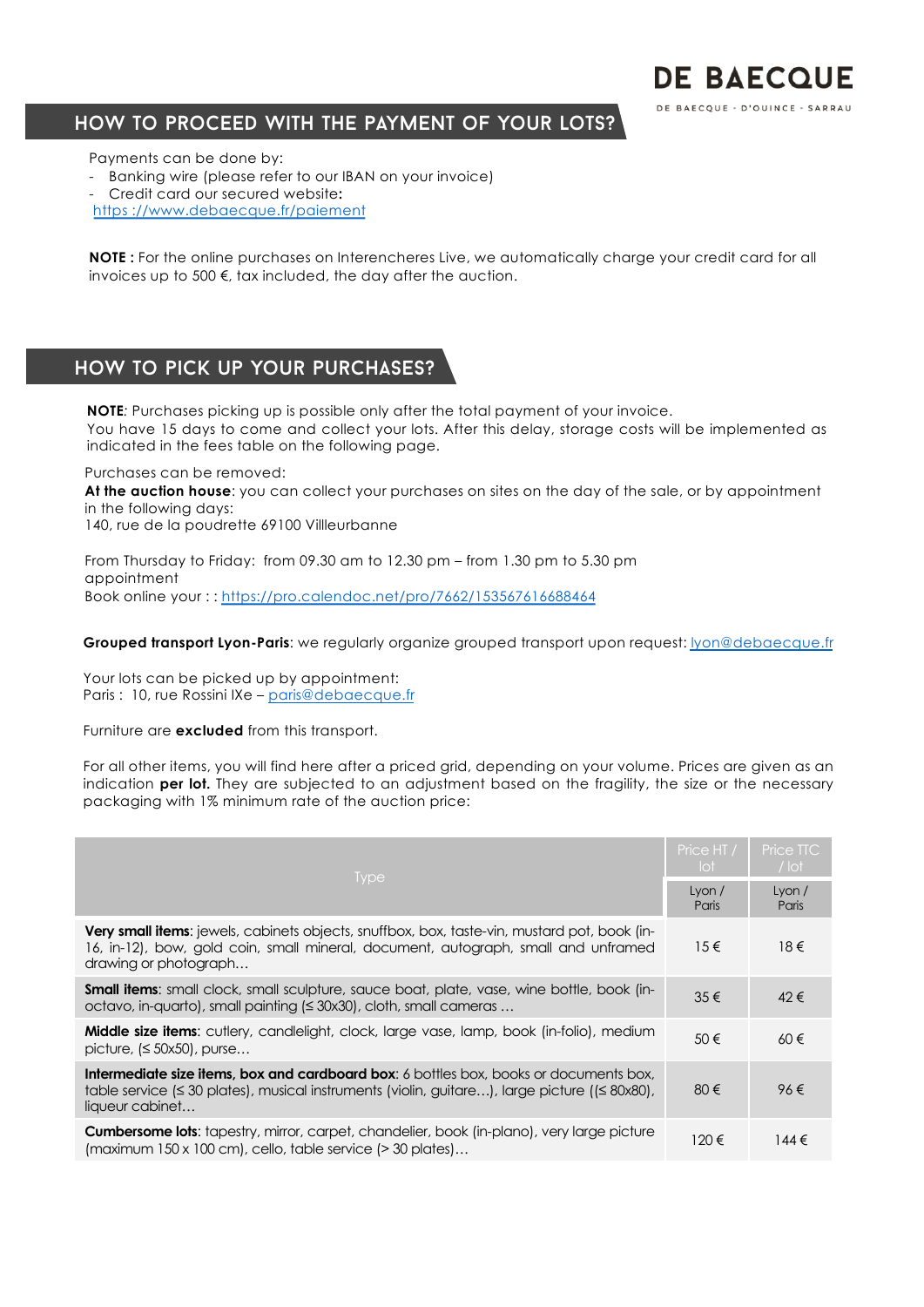DE BAECQUE

DE BAECQUE · D'OUINCE · SARRAU

## HOW TO PROCEED WITH THE PAYMENT OF YOUR LOTS?

Payments can be done by:

- Banking wire (please refer to our IBAN on your invoice)
- Credit card our secured website**:**

https ://www.debaecque.fr/paiement

**NOTE :** For the online purchases on Interencheres Live, we automatically charge your credit card for all invoices up to 500 €, tax included, the day after the auction.

## HOW TO PICK UP YOUR PURCHASES?

**NOTE***:* Purchases picking up is possible only after the total payment of your invoice.
You have 15 days to come and collect your lots. After this delay, storage costs will be implemented as indicated in the fees table on the following page.

Purchases can be removed:
**At the auction house**: you can collect your purchases on sites on the day of the sale, or by appointment in the following days:
140, rue de la poudrette 69100 Villleurbanne

From Thursday to Friday: from 09.30 am to 12.30 pm – from 1.30 pm to 5.30 pm
appointment
Book online your : : https://pro.calendoc.net/pro/7662/153567616688464

**Grouped transport Lyon-Paris**: we regularly organize grouped transport upon request: lyon@debaecque.fr

Your lots can be picked up by appointment:
Paris : 10, rue Rossini IXe – paris@debaecque.fr

Furniture are **excluded** from this transport.

For all other items, you will find here after a priced grid, depending on your volume. Prices are given as an indication **per lot.** They are subjected to an adjustment based on the fragility, the size or the necessary packaging with 1% minimum rate of the auction price:

| Type | Price HT / lot | Price TTC / lot |
|---|---|---|
| | Lyon / Paris | Lyon / Paris |
| **Very small items**: jewels, cabinets objects, snuffbox, box, taste-vin, mustard pot, book (in-16, in-12), bow, gold coin, small mineral, document, autograph, small and unframed drawing or photograph… | 15 € | 18 € |
| **Small items**: small clock, small sculpture, sauce boat, plate, vase, wine bottle, book (in-octavo, in-quarto), small painting (≤ 30x30), cloth, small cameras … | 35 € | 42 € |
| **Middle size items**: cutlery, candlelight, clock, large vase, lamp, book (in-folio), medium picture, (≤ 50x50), purse… | 50 € | 60 € |
| **Intermediate size items, box and cardboard box**: 6 bottles box, books or documents box, table service (≤ 30 plates), musical instruments (violin, guitare…), large picture ((≤ 80x80), liqueur cabinet… | 80 € | 96 € |
| **Cumbersome lots**: tapestry, mirror, carpet, chandelier, book (in-plano), very large picture (maximum 150 x 100 cm), cello, table service (> 30 plates)… | 120 € | 144 € |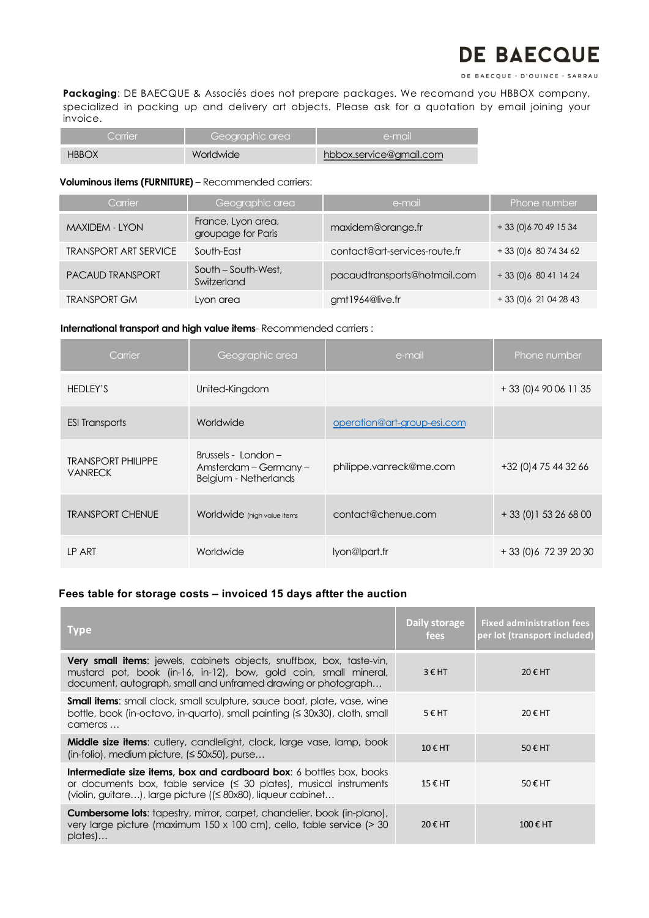**Packaging**: DE BAECQUE & Associés does not prepare packages. We recomand you HBBOX company, specialized in packing up and delivery art objects. Please ask for a quotation by email joining your invoice.

| Carrier | Geographic area | e-mail |
|---|---|---|
| HBBOX | Worldwide | hbbox.service@gmail.com |

**Voluminous items (FURNITURE)** – Recommended carriers:

| Carrier | Geographic area | e-mail | Phone number |
|---|---|---|---|
| MAXIDEM - LYON | France, Lyon area, groupage for Paris | maxidem@orange.fr | + 33 (0)6 70 49 15 34 |
| TRANSPORT ART SERVICE | South-East | contact@art-services-route.fr | + 33 (0)6 80 74 34 62 |
| PACAUD TRANSPORT | South – South-West, Switzerland | pacaudtransports@hotmail.com | + 33 (0)6 80 41 14 24 |
| TRANSPORT GM | Lyon area | gmt1964@live.fr | + 33 (0)6 21 04 28 43 |

**International transport and high value items**- Recommended carriers :

| Carrier | Geographic area | e-mail | Phone number |
|---|---|---|---|
| HEDLEY'S | United-Kingdom | | + 33 (0)4 90 06 11 35 |
| ESI Transports | Worldwide | operation@art-group-esi.com | |
| TRANSPORT PHILIPPE VANRECK | Brussels - London – Amsterdam – Germany – Belgium - Netherlands | philippe.vanreck@me.com | +32 (0)4 75 44 32 66 |
| TRANSPORT CHENUE | Worldwide (high value items | contact@chenue.com | + 33 (0)1 53 26 68 00 |
| LP ART | Worldwide | lyon@lpart.fr | + 33 (0)6 72 39 20 30 |

**Fees table for storage costs – invoiced 15 days aftter the auction**

| Type | Daily storage fees | Fixed administration fees per lot (transport included) |
|---|---|---|
| **Very small items**: jewels, cabinets objects, snuffbox, box, taste-vin, mustard pot, book (in-16, in-12), bow, gold coin, small mineral, document, autograph, small and unframed drawing or photograph… | 3 € HT | 20 € HT |
| **Small items**: small clock, small sculpture, sauce boat, plate, vase, wine bottle, book (in-octavo, in-quarto), small painting (≤ 30x30), cloth, small cameras … | 5 € HT | 20 € HT |
| **Middle size items**: cutlery, candlelight, clock, large vase, lamp, book (in-folio), medium picture, (≤ 50x50), purse… | 10 € HT | 50 € HT |
| **Intermediate size items, box and cardboard box**: 6 bottles box, books or documents box, table service (≤ 30 plates), musical instruments (violin, guitare…), large picture ((≤ 80x80), liqueur cabinet… | 15 € HT | 50 € HT |
| **Cumbersome lots**: tapestry, mirror, carpet, chandelier, book (in-plano), very large picture (maximum 150 x 100 cm), cello, table service (> 30 plates)… | 20 € HT | 100 € HT |